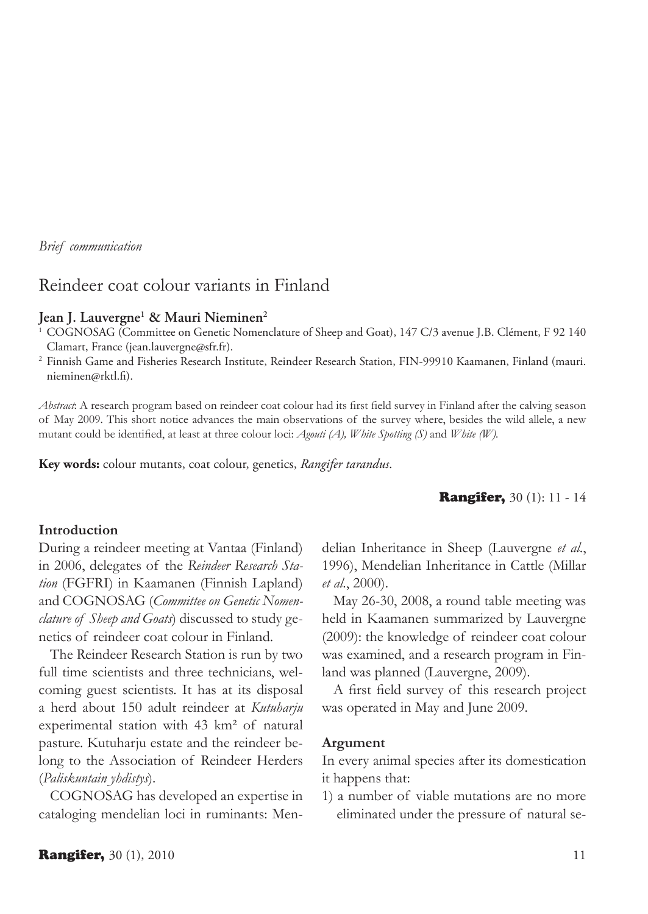*Brief communication*

# Reindeer coat colour variants in Finland

**Jean J. Lauvergne[1] & Mauri Nieminen[2]**

[1] COGNOSAG (Committee on Genetic Nomenclature of Sheep and Goat), 147 C/3 avenue J.B. Clément, F 92 140 Clamart, France (jean.lauvergne@sfr.fr).

[2] Finnish Game and Fisheries Research Institute, Reindeer Research Station, FIN-99910 Kaamanen, Finland (mauri.nieminen@rktl.fi).

*Abstract*: A research program based on reindeer coat colour had its first field survey in Finland after the calving season of May 2009. This short notice advances the main observations of the survey where, besides the wild allele, a new mutant could be identified, at least at three colour loci: *Agouti (A), White Spotting (S)* and *White (W)*.

**Key words:** colour mutants, coat colour, genetics, *Rangifer tarandus*.

## Introduction

During a reindeer meeting at Vantaa (Finland) in 2006, delegates of the *Reindeer Research Station* (FGFRI) in Kaamanen (Finnish Lapland) and COGNOSAG (*Committee on Genetic Nomenclature of Sheep and Goats*) discussed to study genetics of reindeer coat colour in Finland.

The Reindeer Research Station is run by two full time scientists and three technicians, welcoming guest scientists. It has at its disposal a herd about 150 adult reindeer at *Kutuharju* experimental station with 43 km² of natural pasture. Kutuharju estate and the reindeer belong to the Association of Reindeer Herders (*Paliskuntain yhdistys*).

COGNOSAG has developed an expertise in cataloging mendelian loci in ruminants: Mendelian Inheritance in Sheep (Lauvergne *et al*., 1996), Mendelian Inheritance in Cattle (Millar *et al*., 2000).

May 26-30, 2008, a round table meeting was held in Kaamanen summarized by Lauvergne (2009): the knowledge of reindeer coat colour was examined, and a research program in Finland was planned (Lauvergne, 2009).

A first field survey of this research project was operated in May and June 2009.

## Argument

In every animal species after its domestication it happens that:

1) a number of viable mutations are no more eliminated under the pressure of natural se-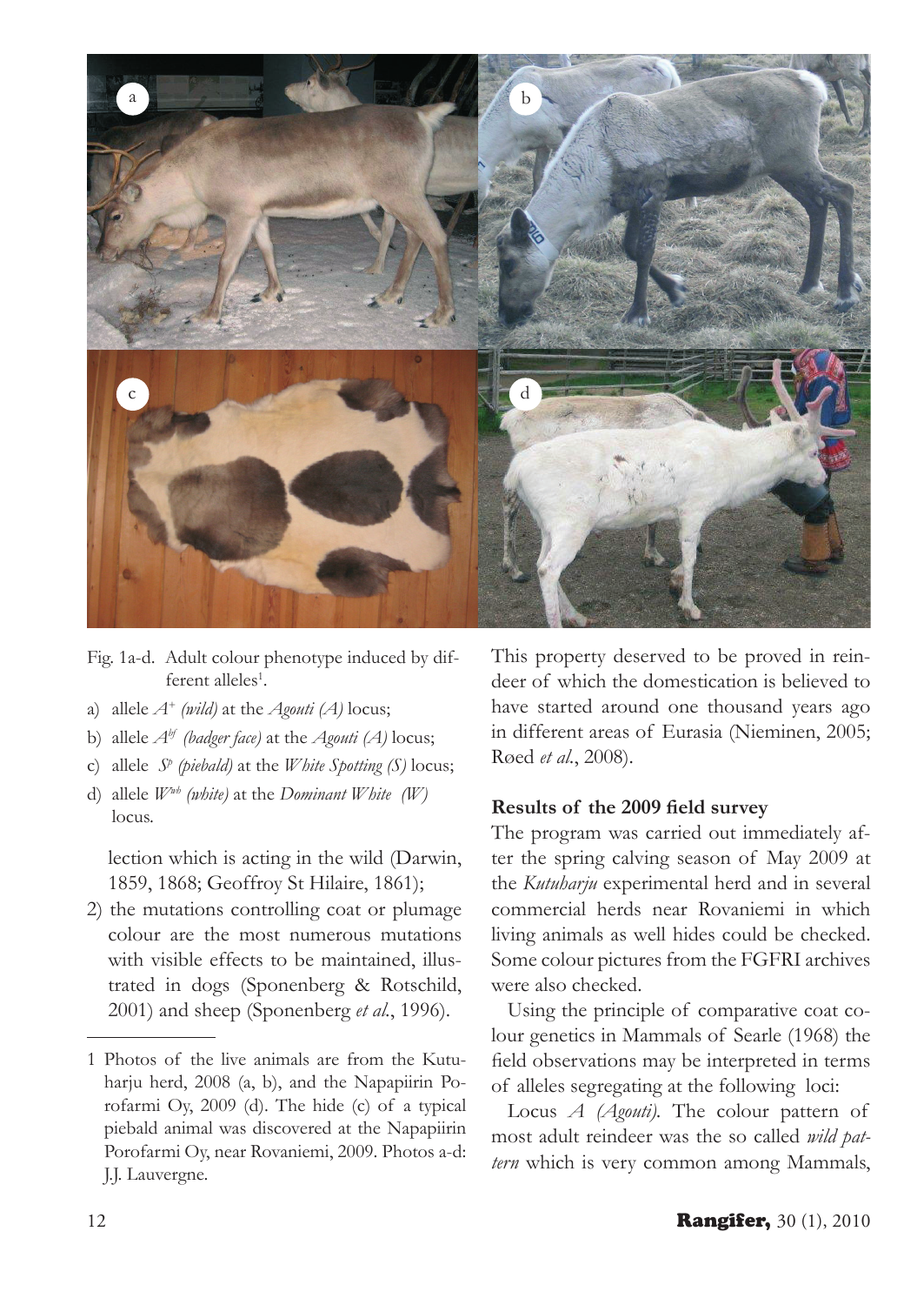Fig. 1a-d. Adult colour phenotype induced by different alleles[1].

a) allele $A^{+}$ *(wild)* at the *Agouti (A)* locus;
b) allele $A^{bf}$ *(badger face)* at the *Agouti (A)* locus;
c) allele $S^{p}$ *(piebald)* at the *White Spotting (S)* locus;
d) allele $W^{wh}$ *(white)* at the *Dominant White (W)* locus.

lection which is acting in the wild (Darwin, 1859, 1868; Geoffroy St Hilaire, 1861);

2) the mutations controlling coat or plumage colour are the most numerous mutations with visible effects to be maintained, illustrated in dogs (Sponenberg & Rotschild, 2001) and sheep (Sponenberg *et al.*, 1996).

This property deserved to be proved in reindeer of which the domestication is believed to have started around one thousand years ago in different areas of Eurasia (Nieminen, 2005; Røed *et al.*, 2008).

### Results of the 2009 field survey

The program was carried out immediately after the spring calving season of May 2009 at the *Kutuharju* experimental herd and in several commercial herds near Rovaniemi in which living animals as well hides could be checked. Some colour pictures from the FGFRI archives were also checked.

Using the principle of comparative coat colour genetics in Mammals of Searle (1968) the field observations may be interpreted in terms of alleles segregating at the following loci:

Locus *A (Agouti)*. The colour pattern of most adult reindeer was the so called *wild pattern* which is very common among Mammals,

---

1 Photos of the live animals are from the Kutuharju herd, 2008 (a, b), and the Napapiirin Porofarmi Oy, 2009 (d). The hide (c) of a typical piebald animal was discovered at the Napapiirin Porofarmi Oy, near Rovaniemi, 2009. Photos a-d: J.J. Lauvergne.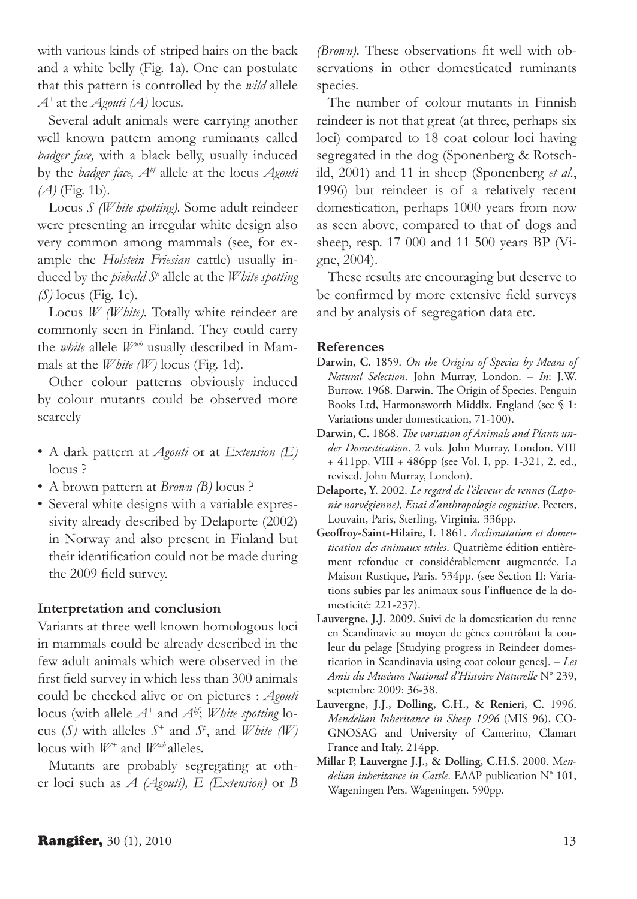with various kinds of striped hairs on the back and a white belly (Fig. 1a). One can postulate that this pattern is controlled by the *wild* allele $A^+$ at the *Agouti (A)* locus.

Several adult animals were carrying another well known pattern among ruminants called *badger face,* with a black belly, usually induced by the *badger face,* $A^{bf}$ allele at the locus *Agouti (A)* (Fig. 1b).

Locus *S (White spotting)*. Some adult reindeer were presenting an irregular white design also very common among mammals (see, for example the *Holstein Friesian* cattle) usually induced by the *piebald* $S^p$ allele at the *White spotting (S)* locus (Fig. 1c).

Locus *W (White)*. Totally white reindeer are commonly seen in Finland. They could carry the *white* allele $W^{wh}$ usually described in Mammals at the *White (W)* locus (Fig. 1d).

Other colour patterns obviously induced by colour mutants could be observed more scarcely

- A dark pattern at *Agouti* or at *Extension (E)* locus ?
- A brown pattern at *Brown (B)* locus ?
- Several white designs with a variable expressivity already described by Delaporte (2002) in Norway and also present in Finland but their identification could not be made during the 2009 field survey.

### Interpretation and conclusion

Variants at three well known homologous loci in mammals could be already described in the few adult animals which were observed in the first field survey in which less than 300 animals could be checked alive or on pictures : *Agouti* locus (with allele $A^+$ and $A^{bf}$; *White spotting* locus (*S*) with alleles $S^+$ and $S^p$, and *White (W)* locus with $W^+$ and $W^{wh}$ alleles.

Mutants are probably segregating at other loci such as *A (Agouti), E (Extension)* or *B (Brown)*. These observations fit well with observations in other domesticated ruminants species.

The number of colour mutants in Finnish reindeer is not that great (at three, perhaps six loci) compared to 18 coat colour loci having segregated in the dog (Sponenberg & Rotschild, 2001) and 11 in sheep (Sponenberg *et al.*, 1996) but reindeer is of a relatively recent domestication, perhaps 1000 years from now as seen above, compared to that of dogs and sheep, resp. 17 000 and 11 500 years BP (Vigne, 2004).

These results are encouraging but deserve to be confirmed by more extensive field surveys and by analysis of segregation data etc.

### References

**Darwin, C.** 1859. *On the Origins of Species by Means of Natural Selection*. John Murray, London. – *In*: J.W. Burrow. 1968. Darwin. The Origin of Species. Penguin Books Ltd, Harmonsworth Middlx, England (see § 1: Variations under domestication, 71-100).

**Darwin, C.** 1868. *The variation of Animals and Plants under Domestication*. 2 vols. John Murray, London. VIII + 411pp, VIII + 486pp (see Vol. I, pp. 1-321, 2. ed., revised. John Murray, London).

**Delaporte, Y.** 2002. *Le regard de l'éleveur de rennes (Laponie norvégienne), Essai d'anthropologie cognitive*. Peeters, Louvain, Paris, Sterling, Virginia. 336pp.

**Geoffroy-Saint-Hilaire, I.** 1861. *Acclimatation et domestication des animaux utiles*. Quatrième édition entièrement refondue et considérablement augmentée. La Maison Rustique, Paris. 534pp. (see Section II: Variations subies par les animaux sous l'influence de la domesticité: 221-237).

**Lauvergne, J.J.** 2009. Suivi de la domestication du renne en Scandinavie au moyen de gènes contrôlant la couleur du pelage [Studying progress in Reindeer domestication in Scandinavia using coat colour genes]. – *Les Amis du Muséum National d'Histoire Naturelle* N° 239, septembre 2009: 36-38.

**Lauvergne, J.J., Dolling, C.H., & Renieri, C.** 1996. *Mendelian Inheritance in Sheep 1996* (MIS 96), COGNOSAG and University of Camerino, Clamart France and Italy. 214pp.

**Millar P, Lauvergne J.J., & Dolling, C.H.S.** 2000. *Mendelian inheritance in Cattle*. EAAP publication N° 101, Wageningen Pers. Wageningen. 590pp.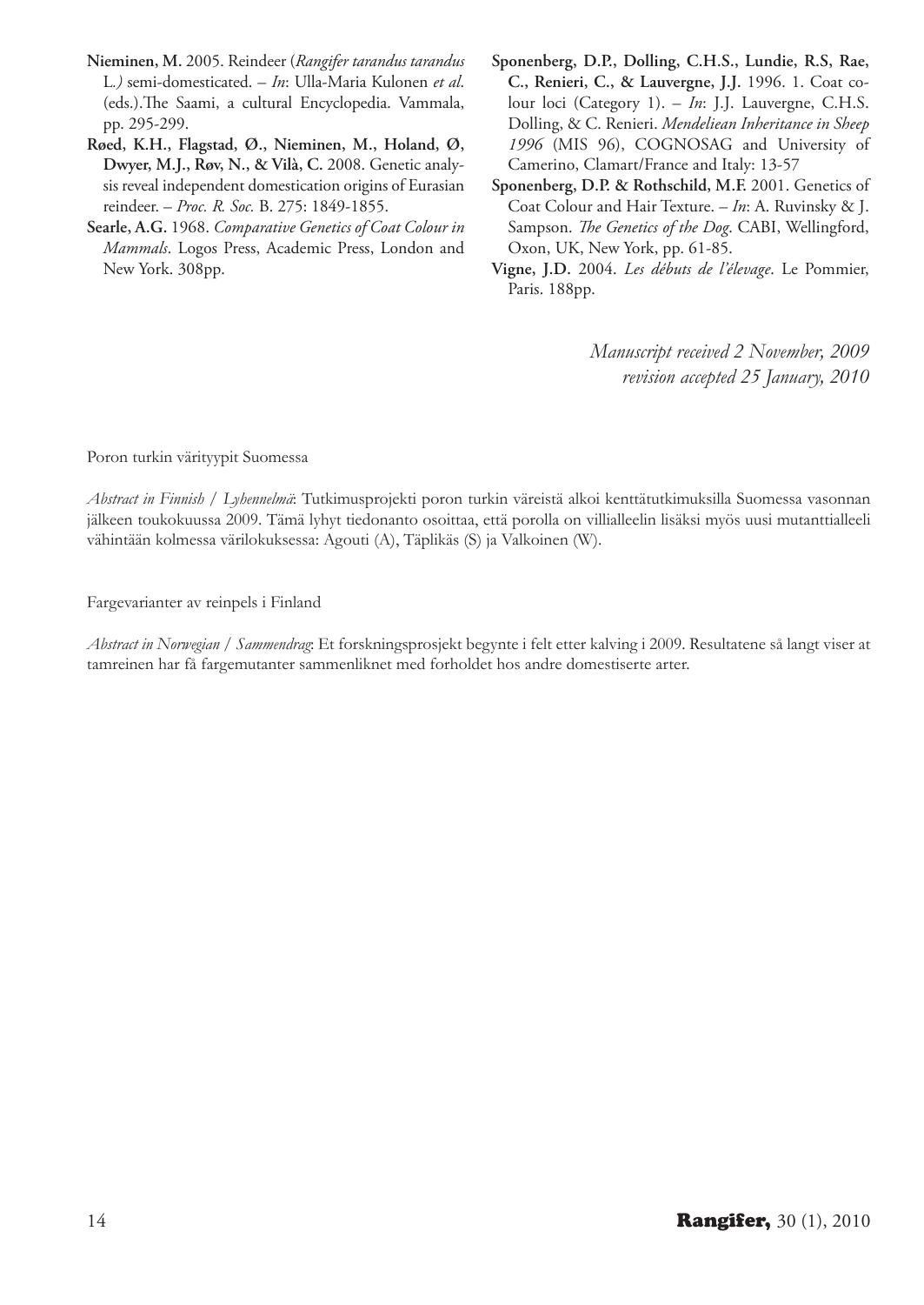**Nieminen, M.** 2005. Reindeer (*Rangifer tarandus tarandus* L*.)* semi-domesticated. – *In*: Ulla-Maria Kulonen *et al*. (eds.).The Saami, a cultural Encyclopedia. Vammala, pp. 295-299.

**Røed, K.H., Flagstad, Ø., Nieminen, M., Holand, Ø, Dwyer, M.J., Røv, N., & Vilà, C.** 2008. Genetic analysis reveal independent domestication origins of Eurasian reindeer. – *Proc. R. Soc.* B. 275: 1849-1855.

**Searle, A.G.** 1968. *Comparative Genetics of Coat Colour in Mammals*. Logos Press, Academic Press, London and New York. 308pp.

**Sponenberg, D.P., Dolling, C.H.S., Lundie, R.S, Rae, C., Renieri, C., & Lauvergne, J.J.** 1996. 1. Coat colour loci (Category 1). – *In*: J.J. Lauvergne, C.H.S. Dolling, & C. Renieri. *Mendeliean Inheritance in Sheep 1996* (MIS 96), COGNOSAG and University of Camerino, Clamart/France and Italy: 13-57

**Sponenberg, D.P. & Rothschild, M.F.** 2001. Genetics of Coat Colour and Hair Texture. – *In*: A. Ruvinsky & J. Sampson. *The Genetics of the Dog*. CABI, Wellingford, Oxon, UK, New York, pp. 61-85.

**Vigne, J.D.** 2004. *Les débuts de l'élevage*. Le Pommier, Paris. 188pp.

*Manuscript received 2 November, 2009*
*revision accepted 25 January, 2010*

Poron turkin värityypit Suomessa

*Abstract in Finnish / Lyhennelmä*: Tutkimusprojekti poron turkin väreistä alkoi kenttätutkimuksilla Suomessa vasonnan jälkeen toukokuussa 2009. Tämä lyhyt tiedonanto osoittaa, että porolla on villialleelin lisäksi myös uusi mutanttialleeli vähintään kolmessa värilokuksessa: Agouti (A), Täplikäs (S) ja Valkoinen (W).

Fargevarianter av reinpels i Finland

*Abstract in Norwegian / Sammendrag*: Et forskningsprosjekt begynte i felt etter kalving i 2009. Resultatene så langt viser at tamreinen har få fargemutanter sammenliknet med forholdet hos andre domestiserte arter.